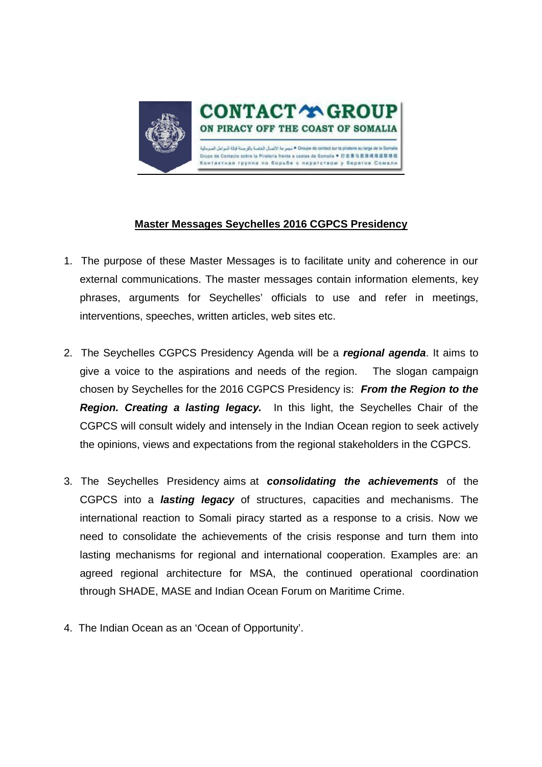CONTACT GROUP ON PIRACY OFF THE COAST OF SOMALIA

## Master Messages Seychelles 2016 CGPCS Presidency

1. The purpose of these Master Messages is to facilitate unity and coherence in our external communications. The master messages contain information elements, key phrases, arguments for Seychelles' officials to use and refer in meetings, interventions, speeches, written articles, web sites etc.

2. The Seychelles CGPCS Presidency Agenda will be a ***regional agenda***. It aims to give a voice to the aspirations and needs of the region. The slogan campaign chosen by Seychelles for the 2016 CGPCS Presidency is: ***From the Region to the Region. Creating a lasting legacy.*** In this light, the Seychelles Chair of the CGPCS will consult widely and intensely in the Indian Ocean region to seek actively the opinions, views and expectations from the regional stakeholders in the CGPCS.

3. The Seychelles Presidency aims at ***consolidating the achievements*** of the CGPCS into a ***lasting legacy*** of structures, capacities and mechanisms. The international reaction to Somali piracy started as a response to a crisis. Now we need to consolidate the achievements of the crisis response and turn them into lasting mechanisms for regional and international cooperation. Examples are: an agreed regional architecture for MSA, the continued operational coordination through SHADE, MASE and Indian Ocean Forum on Maritime Crime.

4. The Indian Ocean as an 'Ocean of Opportunity'.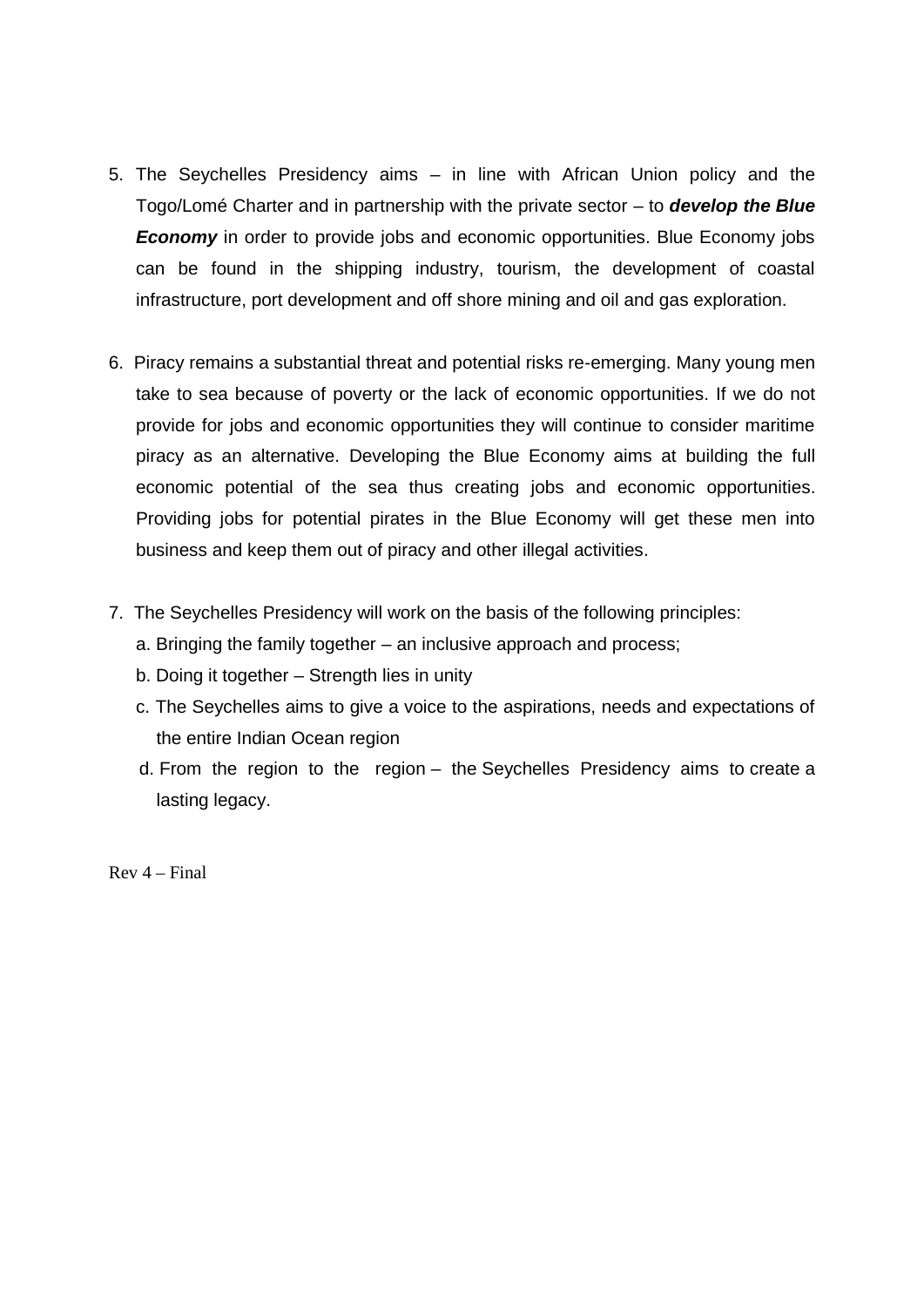5. The Seychelles Presidency aims – in line with African Union policy and the Togo/Lomé Charter and in partnership with the private sector – to ***develop the Blue Economy*** in order to provide jobs and economic opportunities. Blue Economy jobs can be found in the shipping industry, tourism, the development of coastal infrastructure, port development and off shore mining and oil and gas exploration.

6. Piracy remains a substantial threat and potential risks re-emerging. Many young men take to sea because of poverty or the lack of economic opportunities. If we do not provide for jobs and economic opportunities they will continue to consider maritime piracy as an alternative. Developing the Blue Economy aims at building the full economic potential of the sea thus creating jobs and economic opportunities. Providing jobs for potential pirates in the Blue Economy will get these men into business and keep them out of piracy and other illegal activities.

7. The Seychelles Presidency will work on the basis of the following principles:
   a. Bringing the family together – an inclusive approach and process;
   b. Doing it together – Strength lies in unity
   c. The Seychelles aims to give a voice to the aspirations, needs and expectations of the entire Indian Ocean region
   d. From the region to the region – the Seychelles Presidency aims to create a lasting legacy.

Rev 4 – Final